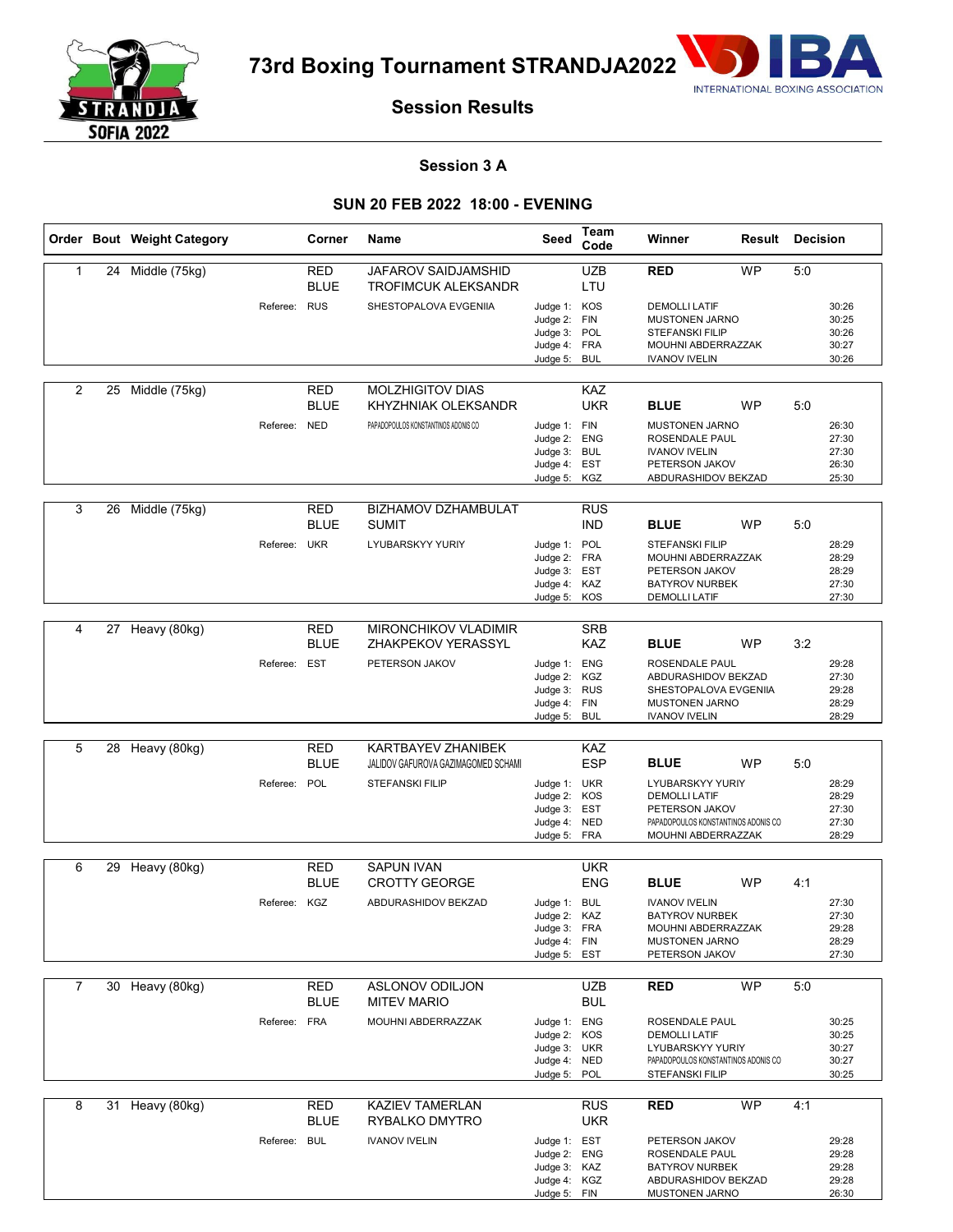# 73rd Boxing Tournament STRANDJA2022

INTERNATIONAL BOXING ASSOCIATION

## Session Results

### Session 3 A

### SUN 20 FEB 2022 18:00 - EVENING

| Order | Bout | Weight Category | | Corner | Name | Seed | Team Code | Winner | Result | Decision |
|---|---|---|---|---|---|---|---|---|---|---|
| 1 | 24 | Middle (75kg) | | RED | JAFAROV SAIDJAMSHID | | UZB | **RED** | WP | 5:0 |
| | | | | BLUE | TROFIMCUK ALEKSANDR | | LTU | | | |
| | | | Referee: | RUS | SHESTOPALOVA EVGENIIA | Judge 1: | KOS | DEMOLLI LATIF | | 30:26 |
| | | | | | | Judge 2: | FIN | MUSTONEN JARNO | | 30:25 |
| | | | | | | Judge 3: | POL | STEFANSKI FILIP | | 30:26 |
| | | | | | | Judge 4: | FRA | MOUHNI ABDERRAZZAK | | 30:27 |
| | | | | | | Judge 5: | BUL | IVANOV IVELIN | | 30:26 |
| 2 | 25 | Middle (75kg) | | RED | MOLZHIGITOV DIAS | | KAZ | | | |
| | | | | BLUE | KHYZHNIAK OLEKSANDR | | UKR | **BLUE** | WP | 5:0 |
| | | | Referee: | NED | PAPADOPOULOS KONSTANTINOS ADONIS CO | Judge 1: | FIN | MUSTONEN JARNO | | 26:30 |
| | | | | | | Judge 2: | ENG | ROSENDALE PAUL | | 27:30 |
| | | | | | | Judge 3: | BUL | IVANOV IVELIN | | 27:30 |
| | | | | | | Judge 4: | EST | PETERSON JAKOV | | 26:30 |
| | | | | | | Judge 5: | KGZ | ABDURASHIDOV BEKZAD | | 25:30 |
| 3 | 26 | Middle (75kg) | | RED | BIZHAMOV DZHAMBULAT | | RUS | | | |
| | | | | BLUE | SUMIT | | IND | **BLUE** | WP | 5:0 |
| | | | Referee: | UKR | LYUBARSKYY YURIY | Judge 1: | POL | STEFANSKI FILIP | | 28:29 |
| | | | | | | Judge 2: | FRA | MOUHNI ABDERRAZZAK | | 28:29 |
| | | | | | | Judge 3: | EST | PETERSON JAKOV | | 28:29 |
| | | | | | | Judge 4: | KAZ | BATYROV NURBEK | | 27:30 |
| | | | | | | Judge 5: | KOS | DEMOLLI LATIF | | 27:30 |
| 4 | 27 | Heavy (80kg) | | RED | MIRONCHIKOV VLADIMIR | | SRB | | | |
| | | | | BLUE | ZHAKPEKOV YERASSYL | | KAZ | **BLUE** | WP | 3:2 |
| | | | Referee: | EST | PETERSON JAKOV | Judge 1: | ENG | ROSENDALE PAUL | | 29:28 |
| | | | | | | Judge 2: | KGZ | ABDURASHIDOV BEKZAD | | 27:30 |
| | | | | | | Judge 3: | RUS | SHESTOPALOVA EVGENIIA | | 29:28 |
| | | | | | | Judge 4: | FIN | MUSTONEN JARNO | | 28:29 |
| | | | | | | Judge 5: | BUL | IVANOV IVELIN | | 28:29 |
| 5 | 28 | Heavy (80kg) | | RED | KARTBAYEV ZHANIBEK | | KAZ | | | |
| | | | | BLUE | JALIDOV GAFUROVA GAZIMAGOMED SCHAMI | | ESP | **BLUE** | WP | 5:0 |
| | | | Referee: | POL | STEFANSKI FILIP | Judge 1: | UKR | LYUBARSKYY YURIY | | 28:29 |
| | | | | | | Judge 2: | KOS | DEMOLLI LATIF | | 28:29 |
| | | | | | | Judge 3: | EST | PETERSON JAKOV | | 27:30 |
| | | | | | | Judge 4: | NED | PAPADOPOULOS KONSTANTINOS ADONIS CO | | 27:30 |
| | | | | | | Judge 5: | FRA | MOUHNI ABDERRAZZAK | | 28:29 |
| 6 | 29 | Heavy (80kg) | | RED | SAPUN IVAN | | UKR | | | |
| | | | | BLUE | CROTTY GEORGE | | ENG | **BLUE** | WP | 4:1 |
| | | | Referee: | KGZ | ABDURASHIDOV BEKZAD | Judge 1: | BUL | IVANOV IVELIN | | 27:30 |
| | | | | | | Judge 2: | KAZ | BATYROV NURBEK | | 27:30 |
| | | | | | | Judge 3: | FRA | MOUHNI ABDERRAZZAK | | 29:28 |
| | | | | | | Judge 4: | FIN | MUSTONEN JARNO | | 28:29 |
| | | | | | | Judge 5: | EST | PETERSON JAKOV | | 27:30 |
| 7 | 30 | Heavy (80kg) | | RED | ASLONOV ODILJON | | UZB | **RED** | WP | 5:0 |
| | | | | BLUE | MITEV MARIO | | BUL | | | |
| | | | Referee: | FRA | MOUHNI ABDERRAZZAK | Judge 1: | ENG | ROSENDALE PAUL | | 30:25 |
| | | | | | | Judge 2: | KOS | DEMOLLI LATIF | | 30:25 |
| | | | | | | Judge 3: | UKR | LYUBARSKYY YURIY | | 30:27 |
| | | | | | | Judge 4: | NED | PAPADOPOULOS KONSTANTINOS ADONIS CO | | 30:27 |
| | | | | | | Judge 5: | POL | STEFANSKI FILIP | | 30:25 |
| 8 | 31 | Heavy (80kg) | | RED | KAZIEV TAMERLAN | | RUS | **RED** | WP | 4:1 |
| | | | | BLUE | RYBALKO DMYTRO | | UKR | | | |
| | | | Referee: | BUL | IVANOV IVELIN | Judge 1: | EST | PETERSON JAKOV | | 29:28 |
| | | | | | | Judge 2: | ENG | ROSENDALE PAUL | | 29:28 |
| | | | | | | Judge 3: | KAZ | BATYROV NURBEK | | 29:28 |
| | | | | | | Judge 4: | KGZ | ABDURASHIDOV BEKZAD | | 29:28 |
| | | | | | | Judge 5: | FIN | MUSTONEN JARNO | | 26:30 |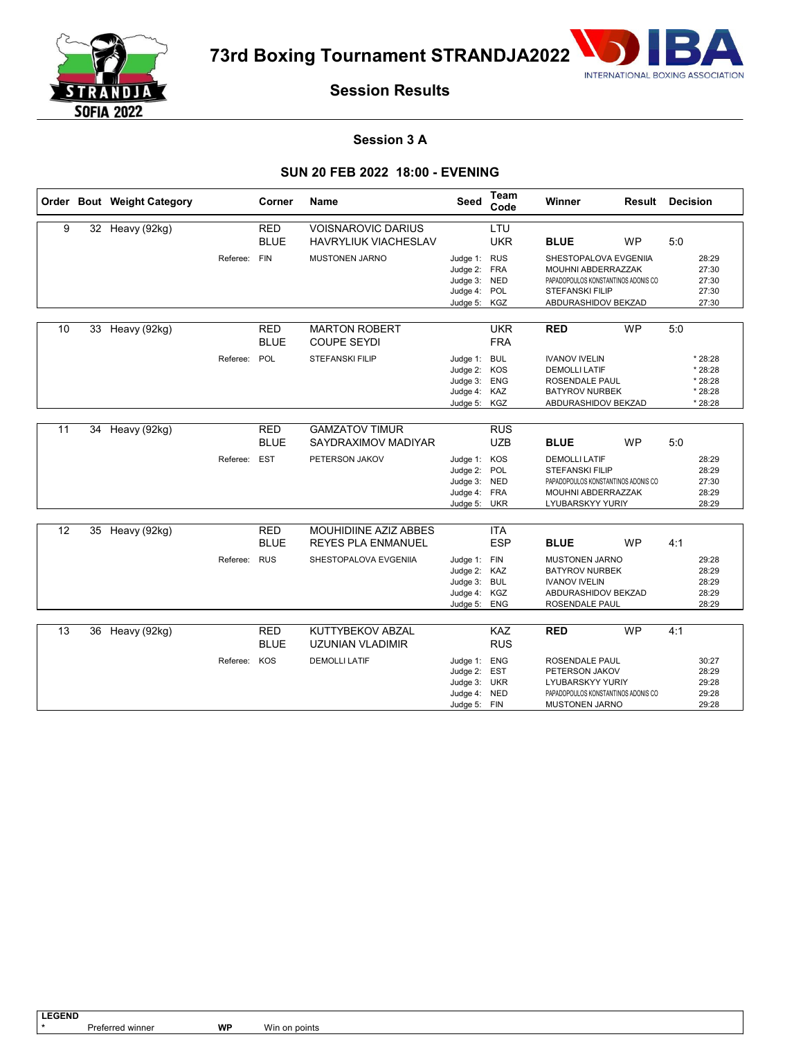# 73rd Boxing Tournament STRANDJA2022

## Session Results

### Session 3 A

### SUN 20 FEB 2022 18:00 - EVENING

| Order | Bout | Weight Category | Corner | Name | Seed | Team Code | Winner | Result | Decision |
|---|---|---|---|---|---|---|---|---|---|
| 9 | 32 | Heavy (92kg) | RED | VOISNAROVIC DARIUS | | LTU | | | |
| | | | BLUE | HAVRYLIUK VIACHESLAV | | UKR | **BLUE** | WP | 5:0 |
| | | Referee: | FIN | MUSTONEN JARNO | Judge 1: | RUS | SHESTOPALOVA EVGENIIA | | 28:29 |
| | | | | | Judge 2: | FRA | MOUHNI ABDERRAZZAK | | 27:30 |
| | | | | | Judge 3: | NED | PAPADOPOULOS KONSTANTINOS ADONIS CO | | 27:30 |
| | | | | | Judge 4: | POL | STEFANSKI FILIP | | 27:30 |
| | | | | | Judge 5: | KGZ | ABDURASHIDOV BEKZAD | | 27:30 |
| 10 | 33 | Heavy (92kg) | RED | MARTON ROBERT | | UKR | **RED** | WP | 5:0 |
| | | | BLUE | COUPE SEYDI | | FRA | | | |
| | | Referee: | POL | STEFANSKI FILIP | Judge 1: | BUL | IVANOV IVELIN | | * 28:28 |
| | | | | | Judge 2: | KOS | DEMOLLI LATIF | | * 28:28 |
| | | | | | Judge 3: | ENG | ROSENDALE PAUL | | * 28:28 |
| | | | | | Judge 4: | KAZ | BATYROV NURBEK | | * 28:28 |
| | | | | | Judge 5: | KGZ | ABDURASHIDOV BEKZAD | | * 28:28 |
| 11 | 34 | Heavy (92kg) | RED | GAMZATOV TIMUR | | RUS | | | |
| | | | BLUE | SAYDRAXIMOV MADIYAR | | UZB | **BLUE** | WP | 5:0 |
| | | Referee: | EST | PETERSON JAKOV | Judge 1: | KOS | DEMOLLI LATIF | | 28:29 |
| | | | | | Judge 2: | POL | STEFANSKI FILIP | | 28:29 |
| | | | | | Judge 3: | NED | PAPADOPOULOS KONSTANTINOS ADONIS CO | | 27:30 |
| | | | | | Judge 4: | FRA | MOUHNI ABDERRAZZAK | | 28:29 |
| | | | | | Judge 5: | UKR | LYUBARSKYY YURIY | | 28:29 |
| 12 | 35 | Heavy (92kg) | RED | MOUHIDIINE AZIZ ABBES | | ITA | | | |
| | | | BLUE | REYES PLA ENMANUEL | | ESP | **BLUE** | WP | 4:1 |
| | | Referee: | RUS | SHESTOPALOVA EVGENIIA | Judge 1: | FIN | MUSTONEN JARNO | | 29:28 |
| | | | | | Judge 2: | KAZ | BATYROV NURBEK | | 28:29 |
| | | | | | Judge 3: | BUL | IVANOV IVELIN | | 28:29 |
| | | | | | Judge 4: | KGZ | ABDURASHIDOV BEKZAD | | 28:29 |
| | | | | | Judge 5: | ENG | ROSENDALE PAUL | | 28:29 |
| 13 | 36 | Heavy (92kg) | RED | KUTTYBEKOV ABZAL | | KAZ | **RED** | WP | 4:1 |
| | | | BLUE | UZUNIAN VLADIMIR | | RUS | | | |
| | | Referee: | KOS | DEMOLLI LATIF | Judge 1: | ENG | ROSENDALE PAUL | | 30:27 |
| | | | | | Judge 2: | EST | PETERSON JAKOV | | 28:29 |
| | | | | | Judge 3: | UKR | LYUBARSKYY YURIY | | 29:28 |
| | | | | | Judge 4: | NED | PAPADOPOULOS KONSTANTINOS ADONIS CO | | 29:28 |
| | | | | | Judge 5: | FIN | MUSTONEN JARNO | | 29:28 |

**LEGEND**

| | | | |
|---|---|---|---|
| * | Preferred winner | **WP** | Win on points |